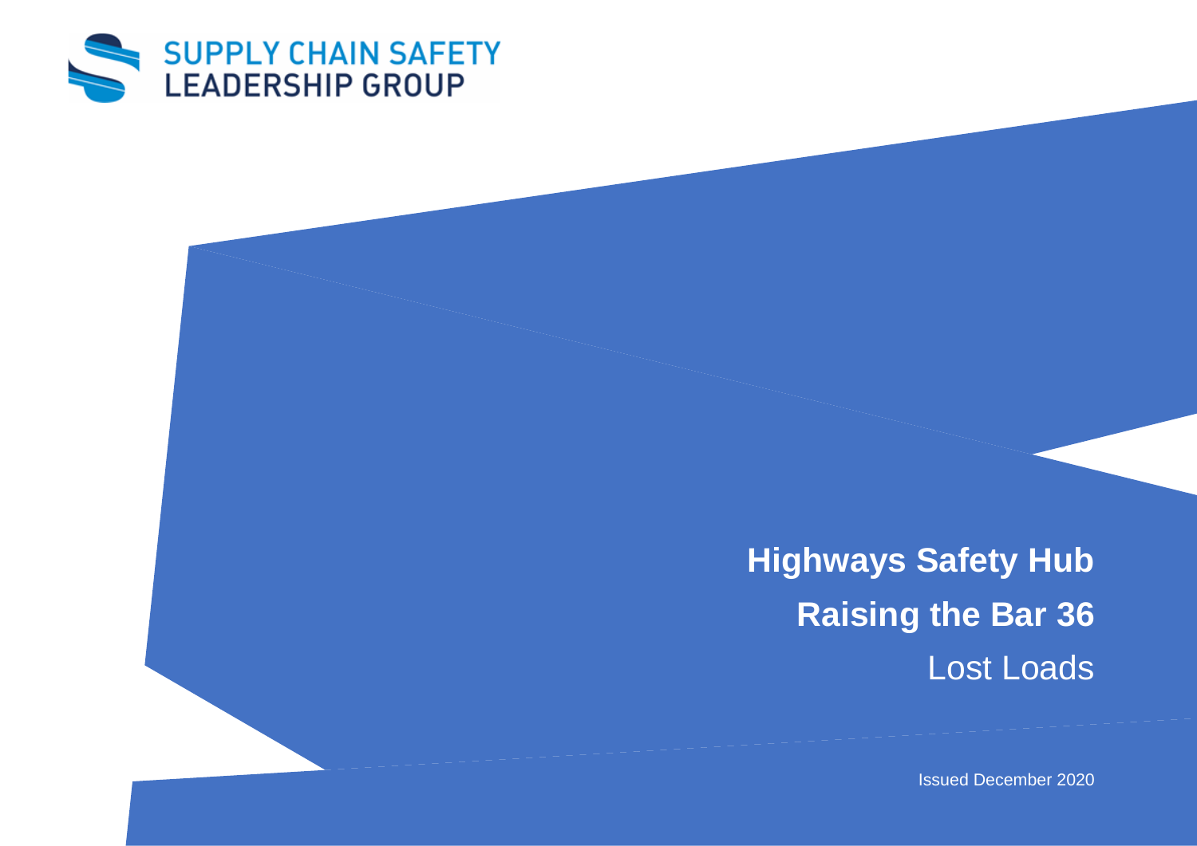SUPPLY CHAIN SAFETY
LEADERSHIP GROUP

# Highways Safety Hub

# Raising the Bar 36

## Lost Loads

Issued December 2020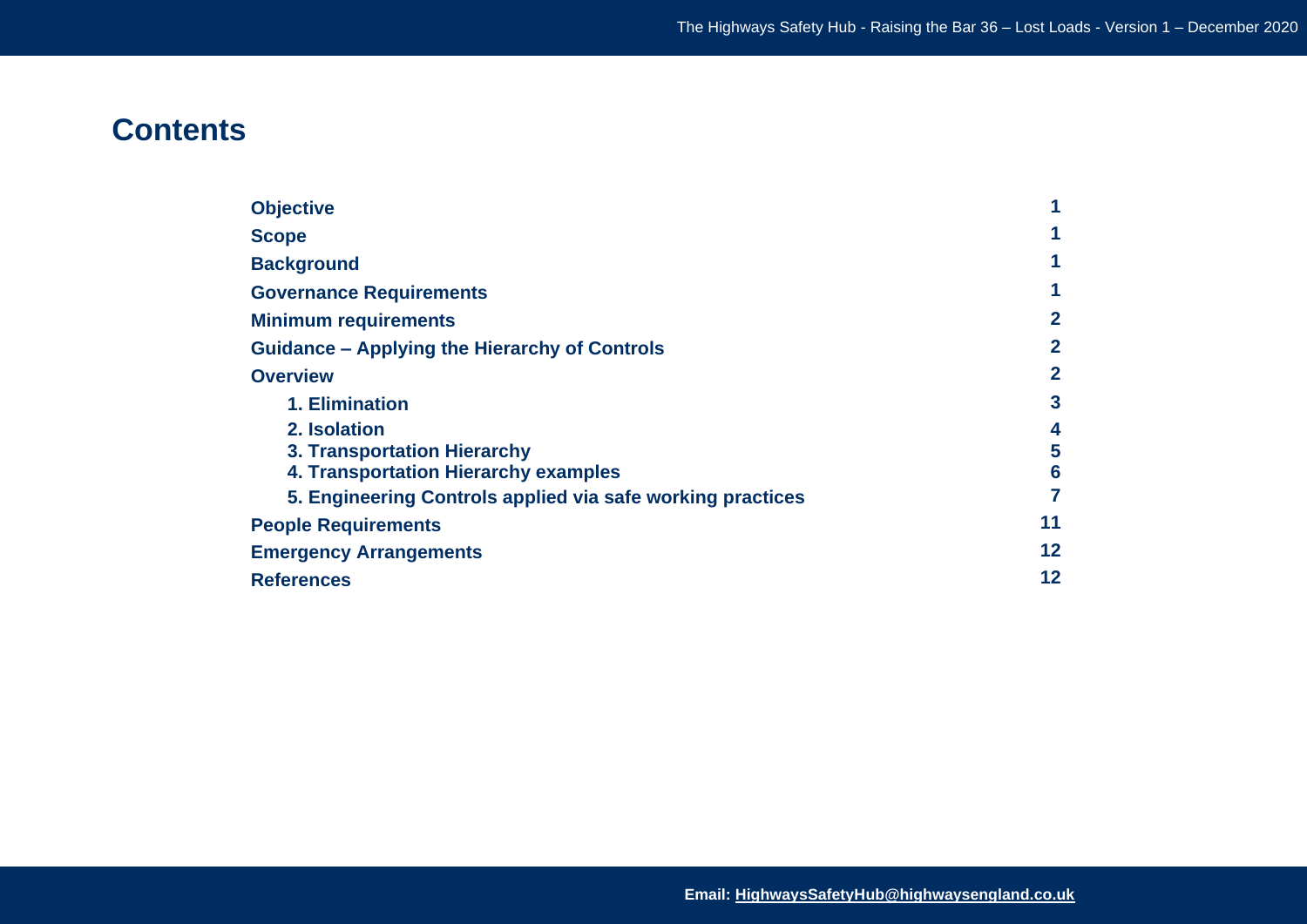# Contents

| | |
|---|---|
| **Objective** | **1** |
| **Scope** | **1** |
| **Background** | **1** |
| **Governance Requirements** | **1** |
| **Minimum requirements** | **2** |
| **Guidance – Applying the Hierarchy of Controls** | **2** |
| **Overview** | **2** |
| **1. Elimination** | **3** |
| **2. Isolation** | **4** |
| **3. Transportation Hierarchy** | **5** |
| **4. Transportation Hierarchy examples** | **6** |
| **5. Engineering Controls applied via safe working practices** | **7** |
| **People Requirements** | **11** |
| **Emergency Arrangements** | **12** |
| **References** | **12** |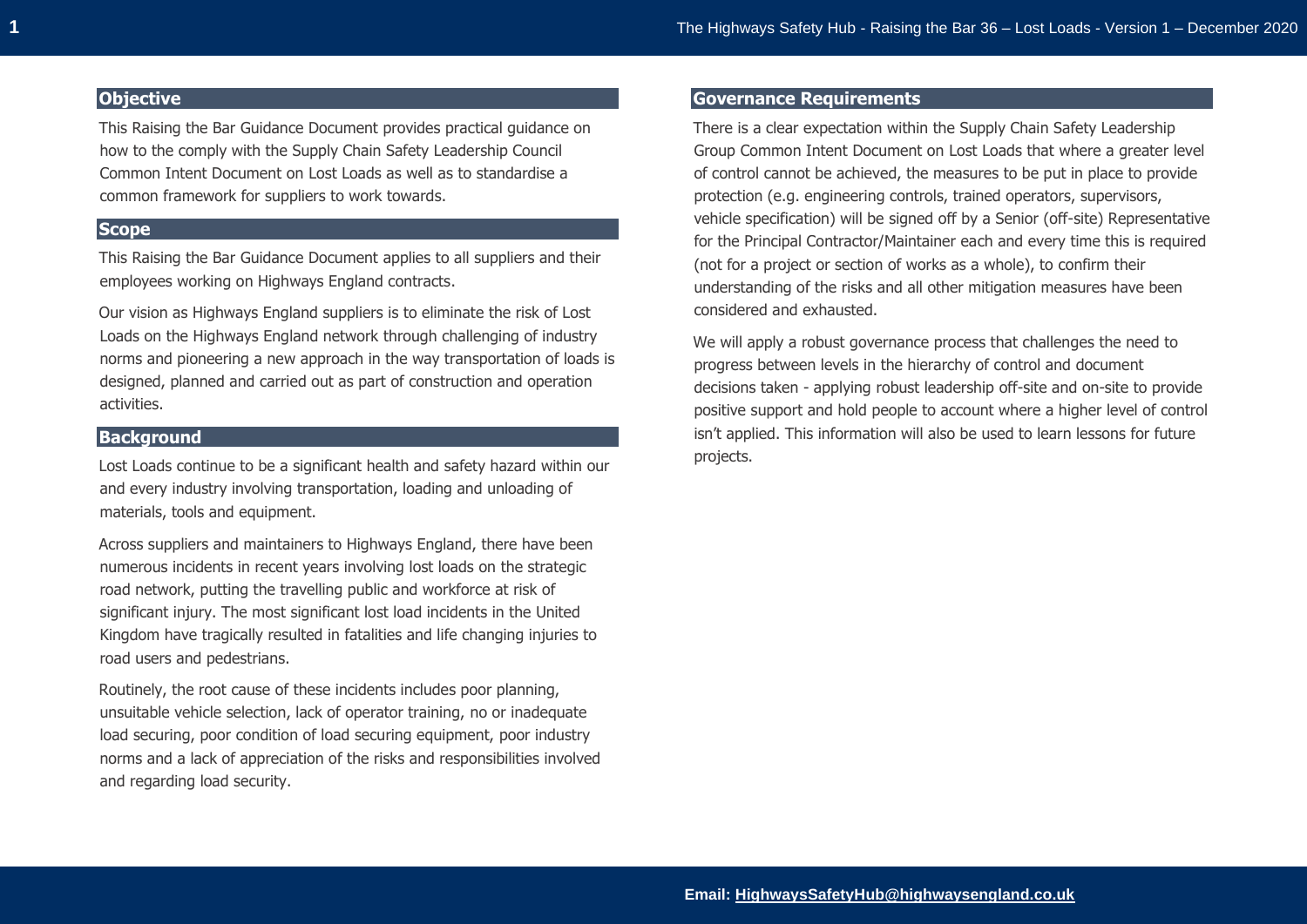## Objective

This Raising the Bar Guidance Document provides practical guidance on how to the comply with the Supply Chain Safety Leadership Council Common Intent Document on Lost Loads as well as to standardise a common framework for suppliers to work towards.

## Scope

This Raising the Bar Guidance Document applies to all suppliers and their employees working on Highways England contracts.

Our vision as Highways England suppliers is to eliminate the risk of Lost Loads on the Highways England network through challenging of industry norms and pioneering a new approach in the way transportation of loads is designed, planned and carried out as part of construction and operation activities.

## Background

Lost Loads continue to be a significant health and safety hazard within our and every industry involving transportation, loading and unloading of materials, tools and equipment.

Across suppliers and maintainers to Highways England, there have been numerous incidents in recent years involving lost loads on the strategic road network, putting the travelling public and workforce at risk of significant injury. The most significant lost load incidents in the United Kingdom have tragically resulted in fatalities and life changing injuries to road users and pedestrians.

Routinely, the root cause of these incidents includes poor planning, unsuitable vehicle selection, lack of operator training, no or inadequate load securing, poor condition of load securing equipment, poor industry norms and a lack of appreciation of the risks and responsibilities involved and regarding load security.

## Governance Requirements

There is a clear expectation within the Supply Chain Safety Leadership Group Common Intent Document on Lost Loads that where a greater level of control cannot be achieved, the measures to be put in place to provide protection (e.g. engineering controls, trained operators, supervisors, vehicle specification) will be signed off by a Senior (off-site) Representative for the Principal Contractor/Maintainer each and every time this is required (not for a project or section of works as a whole), to confirm their understanding of the risks and all other mitigation measures have been considered and exhausted.

We will apply a robust governance process that challenges the need to progress between levels in the hierarchy of control and document decisions taken - applying robust leadership off-site and on-site to provide positive support and hold people to account where a higher level of control isn't applied. This information will also be used to learn lessons for future projects.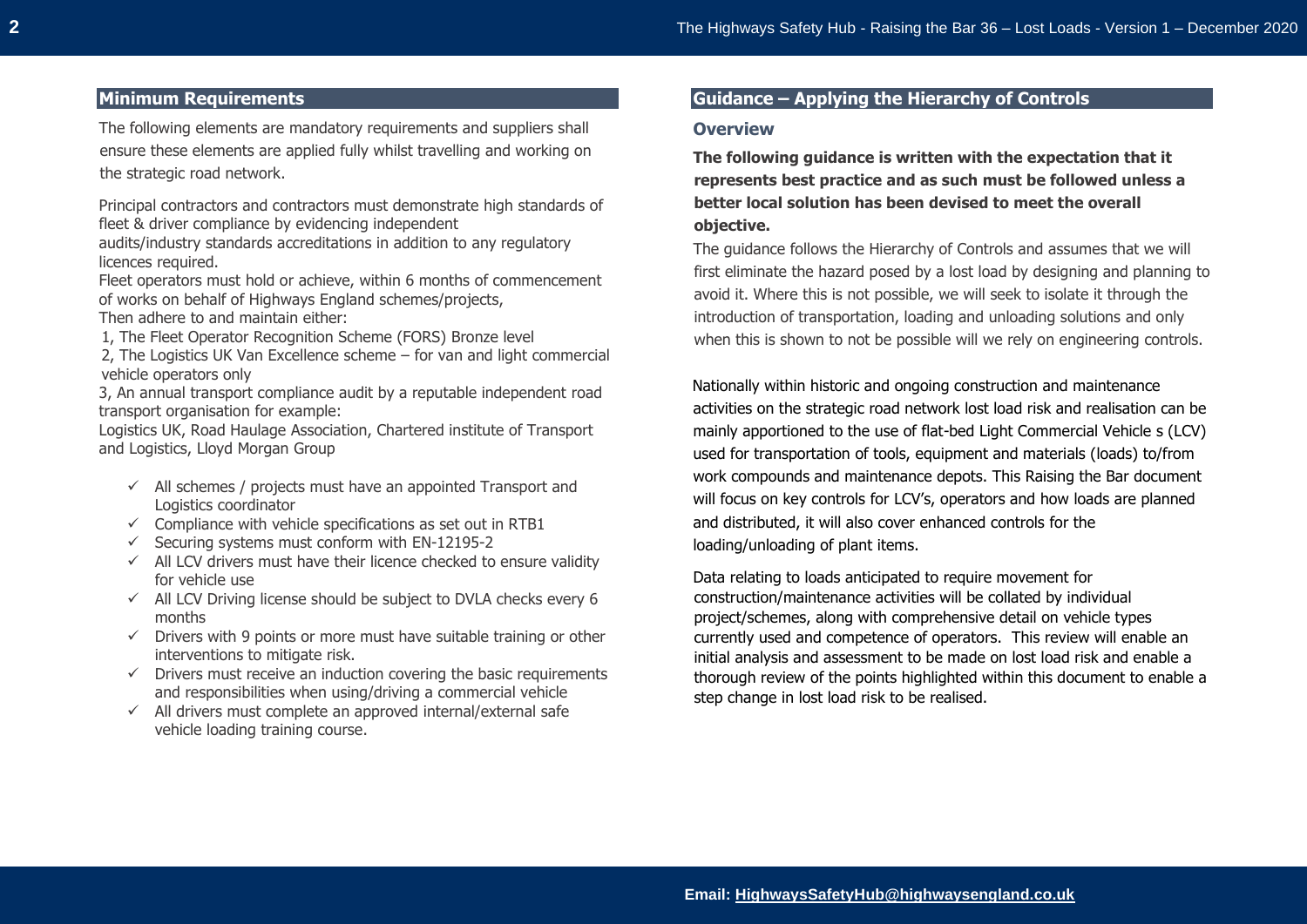## Minimum Requirements

The following elements are mandatory requirements and suppliers shall ensure these elements are applied fully whilst travelling and working on the strategic road network.

Principal contractors and contractors must demonstrate high standards of fleet & driver compliance by evidencing independent audits/industry standards accreditations in addition to any regulatory licences required.
Fleet operators must hold or achieve, within 6 months of commencement of works on behalf of Highways England schemes/projects,
Then adhere to and maintain either:
1, The Fleet Operator Recognition Scheme (FORS) Bronze level
2, The Logistics UK Van Excellence scheme – for van and light commercial vehicle operators only
3, An annual transport compliance audit by a reputable independent road transport organisation for example:
Logistics UK, Road Haulage Association, Chartered institute of Transport and Logistics, Lloyd Morgan Group

- ✓ All schemes / projects must have an appointed Transport and Logistics coordinator
- ✓ Compliance with vehicle specifications as set out in RTB1
- ✓ Securing systems must conform with EN-12195-2
- ✓ All LCV drivers must have their licence checked to ensure validity for vehicle use
- ✓ All LCV Driving license should be subject to DVLA checks every 6 months
- ✓ Drivers with 9 points or more must have suitable training or other interventions to mitigate risk.
- ✓ Drivers must receive an induction covering the basic requirements and responsibilities when using/driving a commercial vehicle
- ✓ All drivers must complete an approved internal/external safe vehicle loading training course.

## Guidance – Applying the Hierarchy of Controls

### Overview

**The following guidance is written with the expectation that it represents best practice and as such must be followed unless a better local solution has been devised to meet the overall objective.**

The guidance follows the Hierarchy of Controls and assumes that we will first eliminate the hazard posed by a lost load by designing and planning to avoid it. Where this is not possible, we will seek to isolate it through the introduction of transportation, loading and unloading solutions and only when this is shown to not be possible will we rely on engineering controls.

Nationally within historic and ongoing construction and maintenance activities on the strategic road network lost load risk and realisation can be mainly apportioned to the use of flat-bed Light Commercial Vehicle s (LCV) used for transportation of tools, equipment and materials (loads) to/from work compounds and maintenance depots. This Raising the Bar document will focus on key controls for LCV's, operators and how loads are planned and distributed, it will also cover enhanced controls for the loading/unloading of plant items.

Data relating to loads anticipated to require movement for construction/maintenance activities will be collated by individual project/schemes, along with comprehensive detail on vehicle types currently used and competence of operators. This review will enable an initial analysis and assessment to be made on lost load risk and enable a thorough review of the points highlighted within this document to enable a step change in lost load risk to be realised.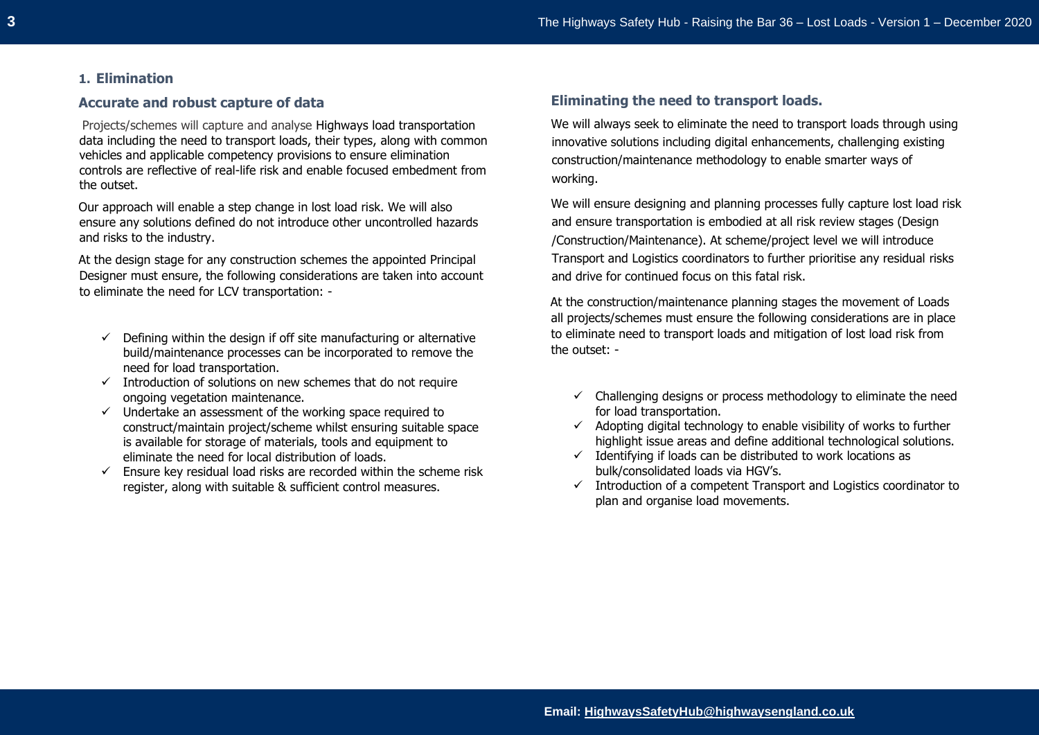## 1. Elimination

### Accurate and robust capture of data

Projects/schemes will capture and analyse Highways load transportation data including the need to transport loads, their types, along with common vehicles and applicable competency provisions to ensure elimination controls are reflective of real-life risk and enable focused embedment from the outset.

Our approach will enable a step change in lost load risk. We will also ensure any solutions defined do not introduce other uncontrolled hazards and risks to the industry.

At the design stage for any construction schemes the appointed Principal Designer must ensure, the following considerations are taken into account to eliminate the need for LCV transportation: -

- ✓ Defining within the design if off site manufacturing or alternative build/maintenance processes can be incorporated to remove the need for load transportation.
- ✓ Introduction of solutions on new schemes that do not require ongoing vegetation maintenance.
- ✓ Undertake an assessment of the working space required to construct/maintain project/scheme whilst ensuring suitable space is available for storage of materials, tools and equipment to eliminate the need for local distribution of loads.
- ✓ Ensure key residual load risks are recorded within the scheme risk register, along with suitable & sufficient control measures.

### Eliminating the need to transport loads.

We will always seek to eliminate the need to transport loads through using innovative solutions including digital enhancements, challenging existing construction/maintenance methodology to enable smarter ways of working.

We will ensure designing and planning processes fully capture lost load risk and ensure transportation is embodied at all risk review stages (Design /Construction/Maintenance). At scheme/project level we will introduce Transport and Logistics coordinators to further prioritise any residual risks and drive for continued focus on this fatal risk.

At the construction/maintenance planning stages the movement of Loads all projects/schemes must ensure the following considerations are in place to eliminate need to transport loads and mitigation of lost load risk from the outset: -

- ✓ Challenging designs or process methodology to eliminate the need for load transportation.
- ✓ Adopting digital technology to enable visibility of works to further highlight issue areas and define additional technological solutions.
- ✓ Identifying if loads can be distributed to work locations as bulk/consolidated loads via HGV's.
- ✓ Introduction of a competent Transport and Logistics coordinator to plan and organise load movements.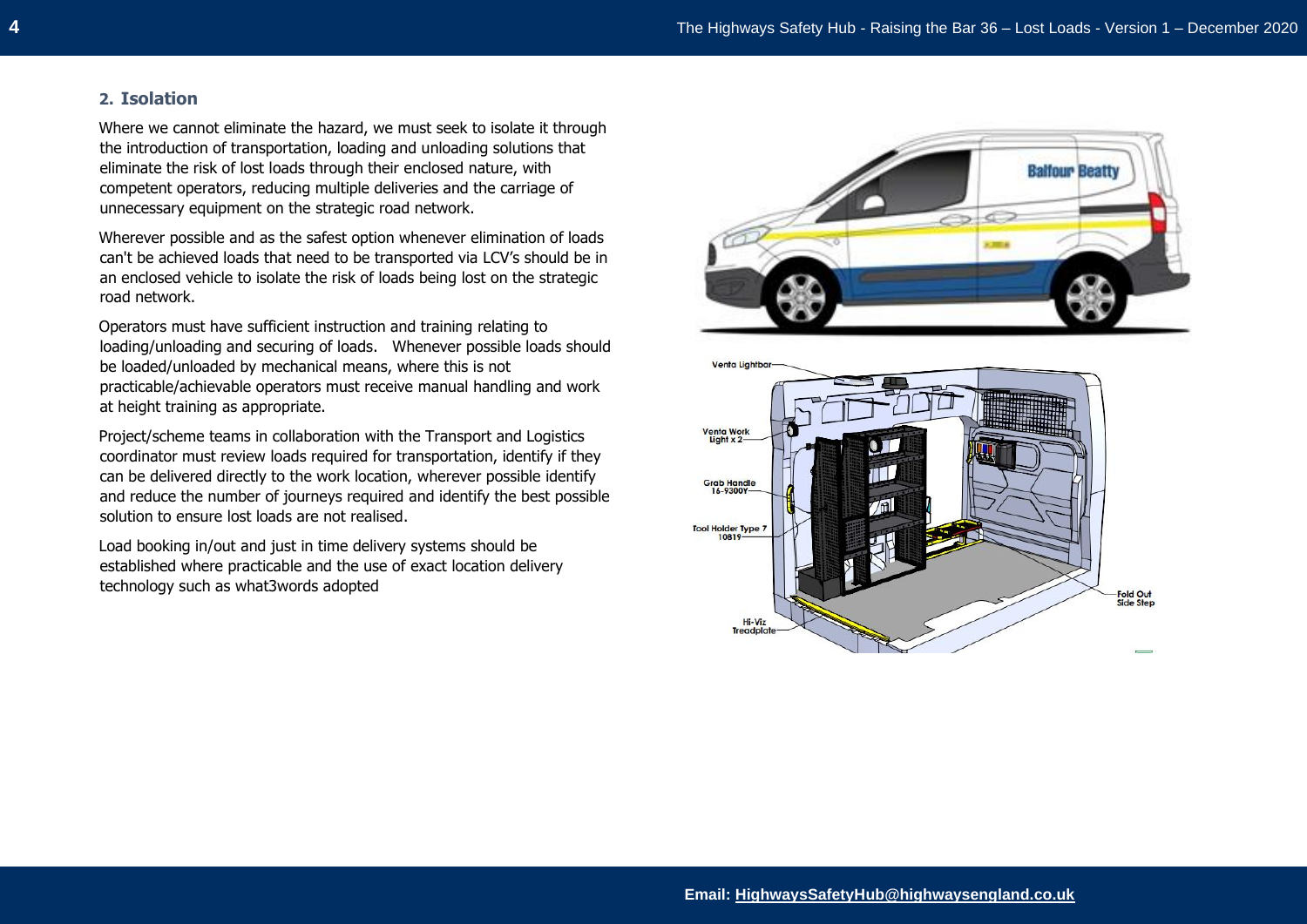## 2. Isolation

Where we cannot eliminate the hazard, we must seek to isolate it through the introduction of transportation, loading and unloading solutions that eliminate the risk of lost loads through their enclosed nature, with competent operators, reducing multiple deliveries and the carriage of unnecessary equipment on the strategic road network.

Wherever possible and as the safest option whenever elimination of loads can't be achieved loads that need to be transported via LCV's should be in an enclosed vehicle to isolate the risk of loads being lost on the strategic road network.

Operators must have sufficient instruction and training relating to loading/unloading and securing of loads. Whenever possible loads should be loaded/unloaded by mechanical means, where this is not practicable/achievable operators must receive manual handling and work at height training as appropriate.

Project/scheme teams in collaboration with the Transport and Logistics coordinator must review loads required for transportation, identify if they can be delivered directly to the work location, wherever possible identify and reduce the number of journeys required and identify the best possible solution to ensure lost loads are not realised.

Load booking in/out and just in time delivery systems should be established where practicable and the use of exact location delivery technology such as what3words adopted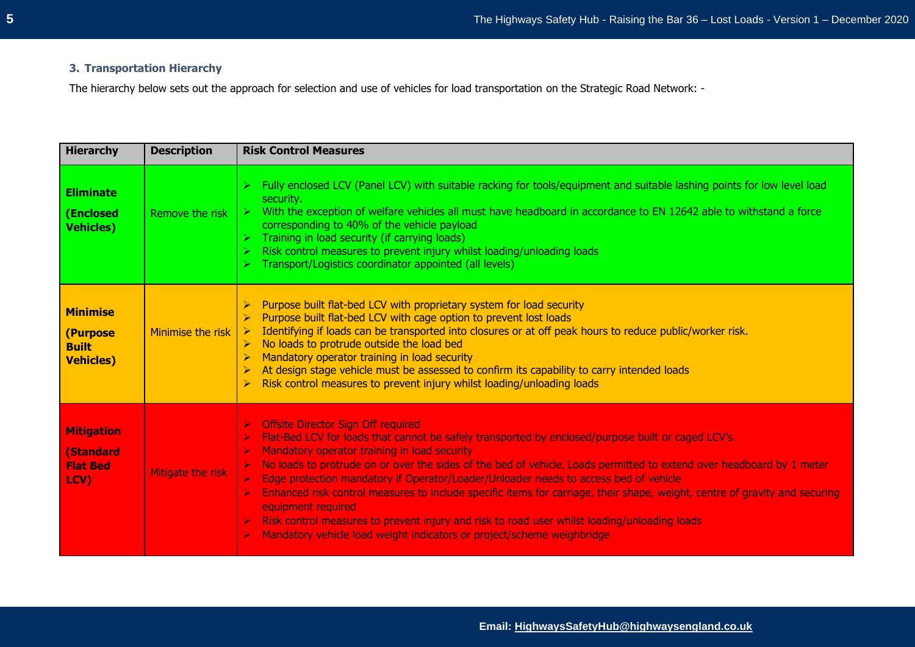### 3. Transportation Hierarchy

The hierarchy below sets out the approach for selection and use of vehicles for load transportation on the Strategic Road Network: -

| Hierarchy | Description | Risk Control Measures |
|---|---|---|
| **Eliminate** **(Enclosed Vehicles)** | Remove the risk | ➢ Fully enclosed LCV (Panel LCV) with suitable racking for tools/equipment and suitable lashing points for low level load security.<br>➢ With the exception of welfare vehicles all must have headboard in accordance to EN 12642 able to withstand a force corresponding to 40% of the vehicle payload<br>➢ Training in load security (if carrying loads)<br>➢ Risk control measures to prevent injury whilst loading/unloading loads<br>➢ Transport/Logistics coordinator appointed (all levels) |
| **Minimise** **(Purpose Built Vehicles)** | Minimise the risk | ➢ Purpose built flat-bed LCV with proprietary system for load security<br>➢ Purpose built flat-bed LCV with cage option to prevent lost loads<br>➢ Identifying if loads can be transported into closures or at off peak hours to reduce public/worker risk.<br>➢ No loads to protrude outside the load bed<br>➢ Mandatory operator training in load security<br>➢ At design stage vehicle must be assessed to confirm its capability to carry intended loads<br>➢ Risk control measures to prevent injury whilst loading/unloading loads |
| **Mitigation** **(Standard Flat Bed LCV)** | Mitigate the risk | ➢ Offsite Director Sign Off required<br>➢ Flat-Bed LCV for loads that cannot be safely transported by enclosed/purpose built or caged LCV's.<br>➢ Mandatory operator training in load security<br>➢ No loads to protrude on or over the sides of the bed of vehicle, Loads permitted to extend over headboard by 1 meter<br>➢ Edge protection mandatory if Operator/Loader/Unloader needs to access bed of vehicle<br>➢ Enhanced risk control measures to include specific items for carriage, their shape, weight, centre of gravity and securing equipment required<br>➢ Risk control measures to prevent injury and risk to road user whilst loading/unloading loads<br>➢ Mandatory vehicle load weight indicators or project/scheme weighbridge |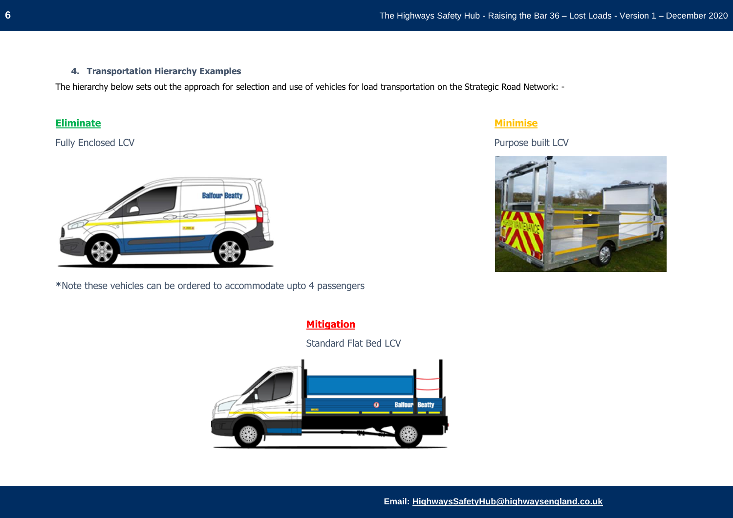### 4. Transportation Hierarchy Examples

The hierarchy below sets out the approach for selection and use of vehicles for load transportation on the Strategic Road Network: -

**Eliminate**

Fully Enclosed LCV

*Note these vehicles can be ordered to accommodate upto 4 passengers

**Minimise**

Purpose built LCV

**Mitigation**

Standard Flat Bed LCV

Email: HighwaysSafetyHub@highwaysengland.co.uk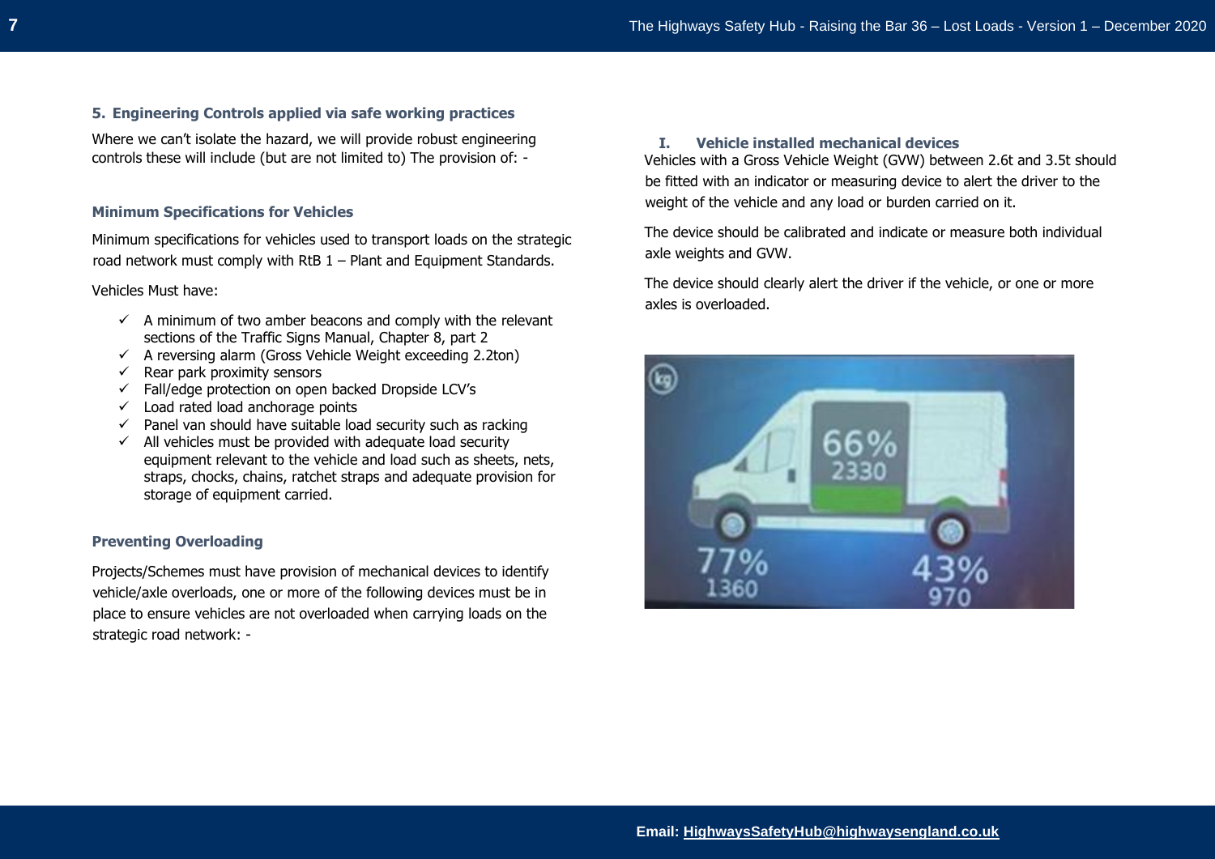### 5. Engineering Controls applied via safe working practices

Where we can't isolate the hazard, we will provide robust engineering controls these will include (but are not limited to) The provision of: -

#### Minimum Specifications for Vehicles

Minimum specifications for vehicles used to transport loads on the strategic road network must comply with RtB 1 – Plant and Equipment Standards.

Vehicles Must have:

- ✓ A minimum of two amber beacons and comply with the relevant sections of the Traffic Signs Manual, Chapter 8, part 2
- ✓ A reversing alarm (Gross Vehicle Weight exceeding 2.2ton)
- ✓ Rear park proximity sensors
- ✓ Fall/edge protection on open backed Dropside LCV's
- ✓ Load rated load anchorage points
- ✓ Panel van should have suitable load security such as racking
- ✓ All vehicles must be provided with adequate load security equipment relevant to the vehicle and load such as sheets, nets, straps, chocks, chains, ratchet straps and adequate provision for storage of equipment carried.

#### Preventing Overloading

Projects/Schemes must have provision of mechanical devices to identify vehicle/axle overloads, one or more of the following devices must be in place to ensure vehicles are not overloaded when carrying loads on the strategic road network: -

#### I. Vehicle installed mechanical devices

Vehicles with a Gross Vehicle Weight (GVW) between 2.6t and 3.5t should be fitted with an indicator or measuring device to alert the driver to the weight of the vehicle and any load or burden carried on it.

The device should be calibrated and indicate or measure both individual axle weights and GVW.

The device should clearly alert the driver if the vehicle, or one or more axles is overloaded.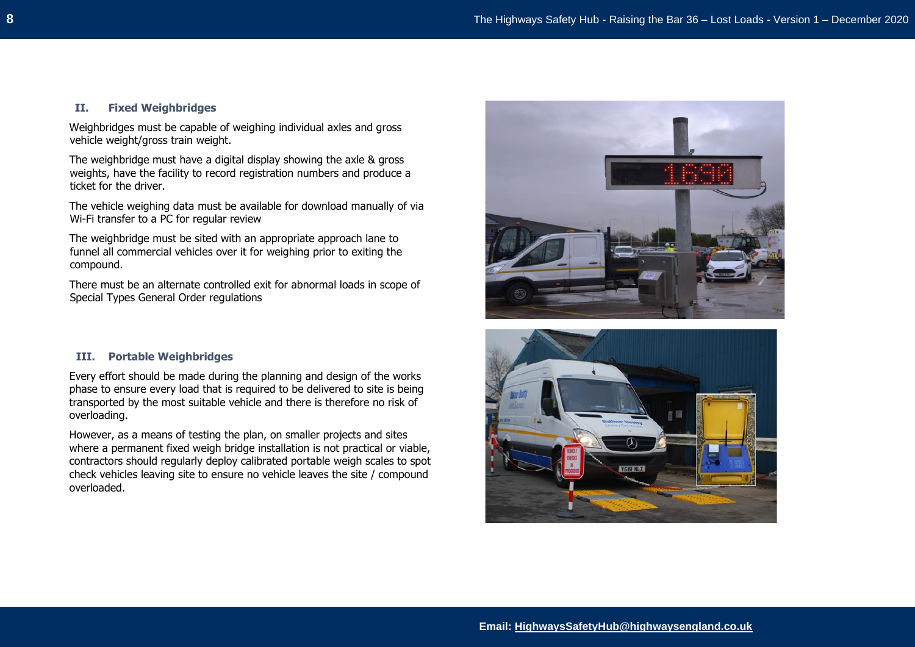### II. Fixed Weighbridges

Weighbridges must be capable of weighing individual axles and gross vehicle weight/gross train weight.

The weighbridge must have a digital display showing the axle & gross weights, have the facility to record registration numbers and produce a ticket for the driver.

The vehicle weighing data must be available for download manually of via Wi-Fi transfer to a PC for regular review

The weighbridge must be sited with an appropriate approach lane to funnel all commercial vehicles over it for weighing prior to exiting the compound.

There must be an alternate controlled exit for abnormal loads in scope of Special Types General Order regulations

### III. Portable Weighbridges

Every effort should be made during the planning and design of the works phase to ensure every load that is required to be delivered to site is being transported by the most suitable vehicle and there is therefore no risk of overloading.

However, as a means of testing the plan, on smaller projects and sites where a permanent fixed weigh bridge installation is not practical or viable, contractors should regularly deploy calibrated portable weigh scales to spot check vehicles leaving site to ensure no vehicle leaves the site / compound overloaded.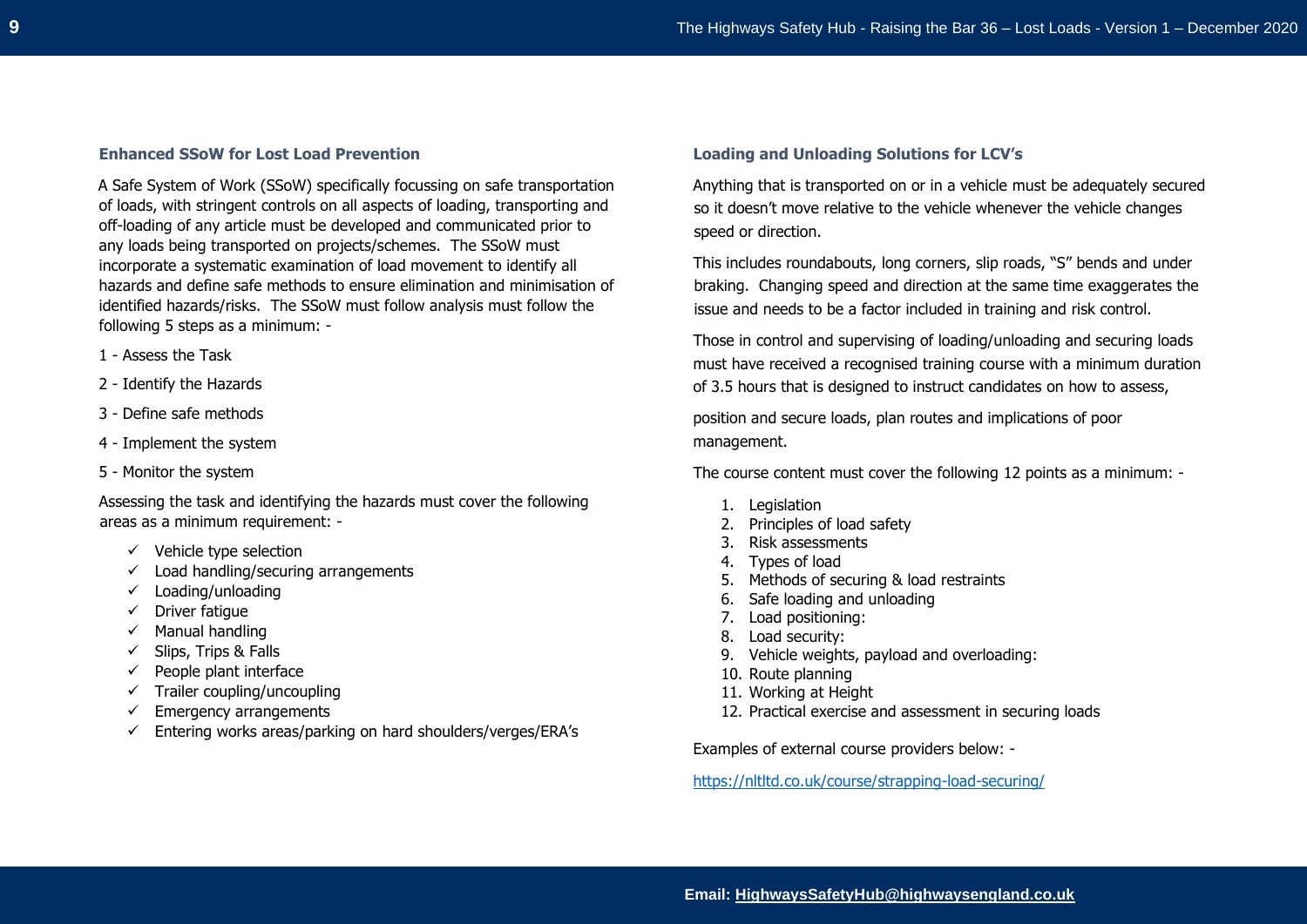### Enhanced SSoW for Lost Load Prevention

A Safe System of Work (SSoW) specifically focussing on safe transportation of loads, with stringent controls on all aspects of loading, transporting and off-loading of any article must be developed and communicated prior to any loads being transported on projects/schemes. The SSoW must incorporate a systematic examination of load movement to identify all hazards and define safe methods to ensure elimination and minimisation of identified hazards/risks. The SSoW must follow analysis must follow the following 5 steps as a minimum: -

1 - Assess the Task

2 - Identify the Hazards

3 - Define safe methods

4 - Implement the system

5 - Monitor the system

Assessing the task and identifying the hazards must cover the following areas as a minimum requirement: -

- ✓ Vehicle type selection
- ✓ Load handling/securing arrangements
- ✓ Loading/unloading
- ✓ Driver fatigue
- ✓ Manual handling
- ✓ Slips, Trips & Falls
- ✓ People plant interface
- ✓ Trailer coupling/uncoupling
- ✓ Emergency arrangements
- ✓ Entering works areas/parking on hard shoulders/verges/ERA's

### Loading and Unloading Solutions for LCV's

Anything that is transported on or in a vehicle must be adequately secured so it doesn't move relative to the vehicle whenever the vehicle changes speed or direction.

This includes roundabouts, long corners, slip roads, "S" bends and under braking. Changing speed and direction at the same time exaggerates the issue and needs to be a factor included in training and risk control.

Those in control and supervising of loading/unloading and securing loads must have received a recognised training course with a minimum duration of 3.5 hours that is designed to instruct candidates on how to assess,

position and secure loads, plan routes and implications of poor management.

The course content must cover the following 12 points as a minimum: -

1. Legislation
2. Principles of load safety
3. Risk assessments
4. Types of load
5. Methods of securing & load restraints
6. Safe loading and unloading
7. Load positioning:
8. Load security:
9. Vehicle weights, payload and overloading:
10. Route planning
11. Working at Height
12. Practical exercise and assessment in securing loads

Examples of external course providers below: -

https://nltltd.co.uk/course/strapping-load-securing/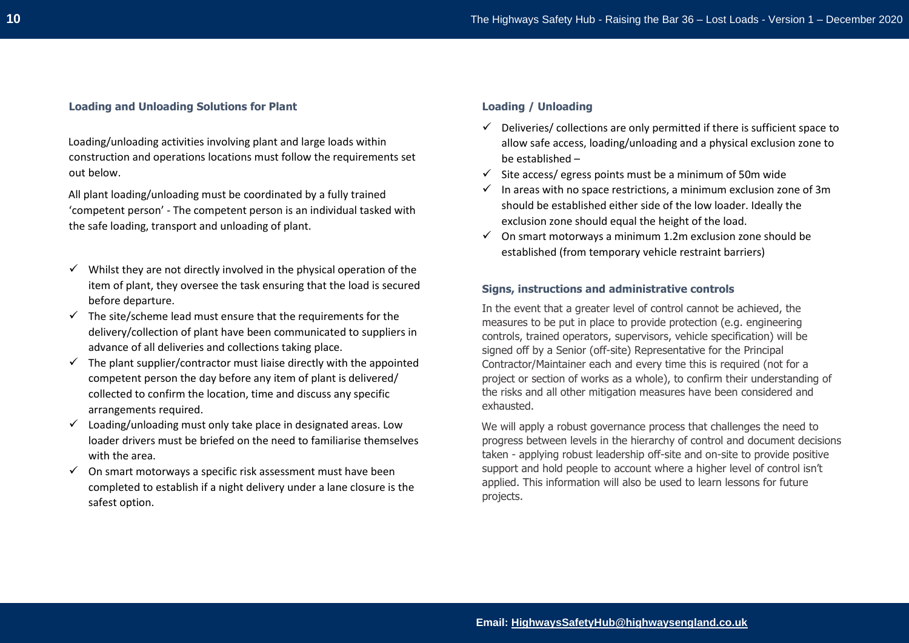### Loading and Unloading Solutions for Plant

Loading/unloading activities involving plant and large loads within construction and operations locations must follow the requirements set out below.

All plant loading/unloading must be coordinated by a fully trained 'competent person' - The competent person is an individual tasked with the safe loading, transport and unloading of plant.

- ✓ Whilst they are not directly involved in the physical operation of the item of plant, they oversee the task ensuring that the load is secured before departure.
- ✓ The site/scheme lead must ensure that the requirements for the delivery/collection of plant have been communicated to suppliers in advance of all deliveries and collections taking place.
- ✓ The plant supplier/contractor must liaise directly with the appointed competent person the day before any item of plant is delivered/ collected to confirm the location, time and discuss any specific arrangements required.
- ✓ Loading/unloading must only take place in designated areas. Low loader drivers must be briefed on the need to familiarise themselves with the area.
- ✓ On smart motorways a specific risk assessment must have been completed to establish if a night delivery under a lane closure is the safest option.

### Loading / Unloading

- ✓ Deliveries/ collections are only permitted if there is sufficient space to allow safe access, loading/unloading and a physical exclusion zone to be established –
- ✓ Site access/ egress points must be a minimum of 50m wide
- ✓ In areas with no space restrictions, a minimum exclusion zone of 3m should be established either side of the low loader. Ideally the exclusion zone should equal the height of the load.
- ✓ On smart motorways a minimum 1.2m exclusion zone should be established (from temporary vehicle restraint barriers)

### Signs, instructions and administrative controls

In the event that a greater level of control cannot be achieved, the measures to be put in place to provide protection (e.g. engineering controls, trained operators, supervisors, vehicle specification) will be signed off by a Senior (off-site) Representative for the Principal Contractor/Maintainer each and every time this is required (not for a project or section of works as a whole), to confirm their understanding of the risks and all other mitigation measures have been considered and exhausted.

We will apply a robust governance process that challenges the need to progress between levels in the hierarchy of control and document decisions taken - applying robust leadership off-site and on-site to provide positive support and hold people to account where a higher level of control isn't applied. This information will also be used to learn lessons for future projects.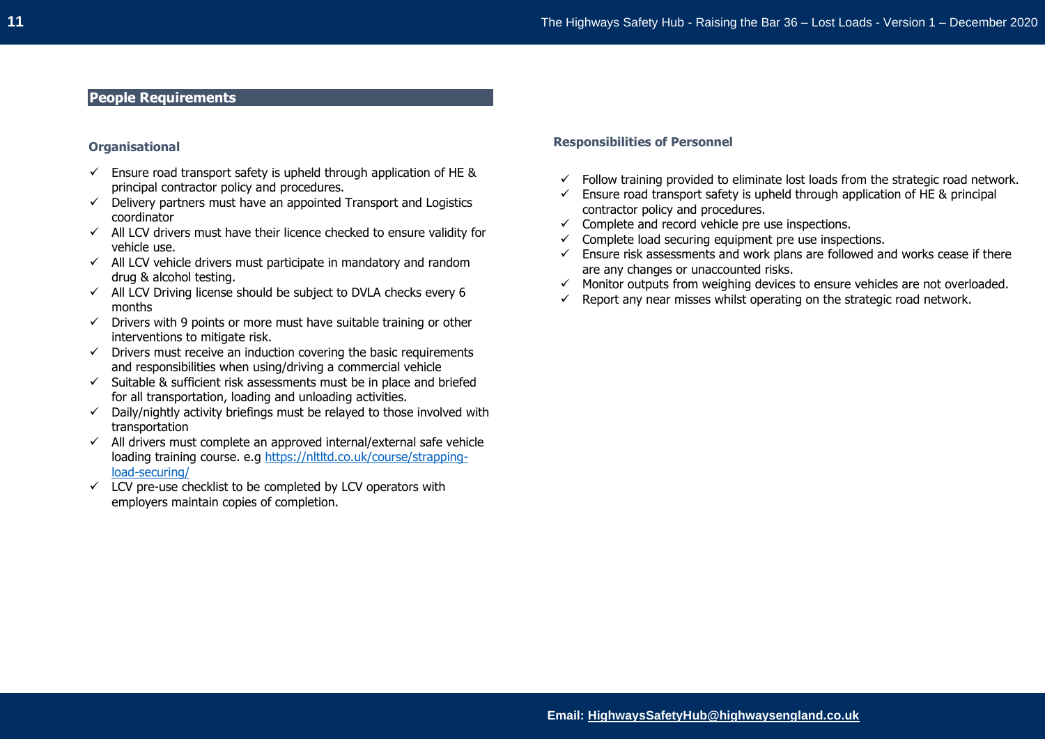## People Requirements

### Organisational

- ✓ Ensure road transport safety is upheld through application of HE & principal contractor policy and procedures.
- ✓ Delivery partners must have an appointed Transport and Logistics coordinator
- ✓ All LCV drivers must have their licence checked to ensure validity for vehicle use.
- ✓ All LCV vehicle drivers must participate in mandatory and random drug & alcohol testing.
- ✓ All LCV Driving license should be subject to DVLA checks every 6 months
- ✓ Drivers with 9 points or more must have suitable training or other interventions to mitigate risk.
- ✓ Drivers must receive an induction covering the basic requirements and responsibilities when using/driving a commercial vehicle
- ✓ Suitable & sufficient risk assessments must be in place and briefed for all transportation, loading and unloading activities.
- ✓ Daily/nightly activity briefings must be relayed to those involved with transportation
- ✓ All drivers must complete an approved internal/external safe vehicle loading training course. e.g [https://nltltd.co.uk/course/strapping-load-securing/](https://nltltd.co.uk/course/strapping-load-securing/)
- ✓ LCV pre-use checklist to be completed by LCV operators with employers maintain copies of completion.

### Responsibilities of Personnel

- ✓ Follow training provided to eliminate lost loads from the strategic road network.
- ✓ Ensure road transport safety is upheld through application of HE & principal contractor policy and procedures.
- ✓ Complete and record vehicle pre use inspections.
- ✓ Complete load securing equipment pre use inspections.
- ✓ Ensure risk assessments and work plans are followed and works cease if there are any changes or unaccounted risks.
- ✓ Monitor outputs from weighing devices to ensure vehicles are not overloaded.
- ✓ Report any near misses whilst operating on the strategic road network.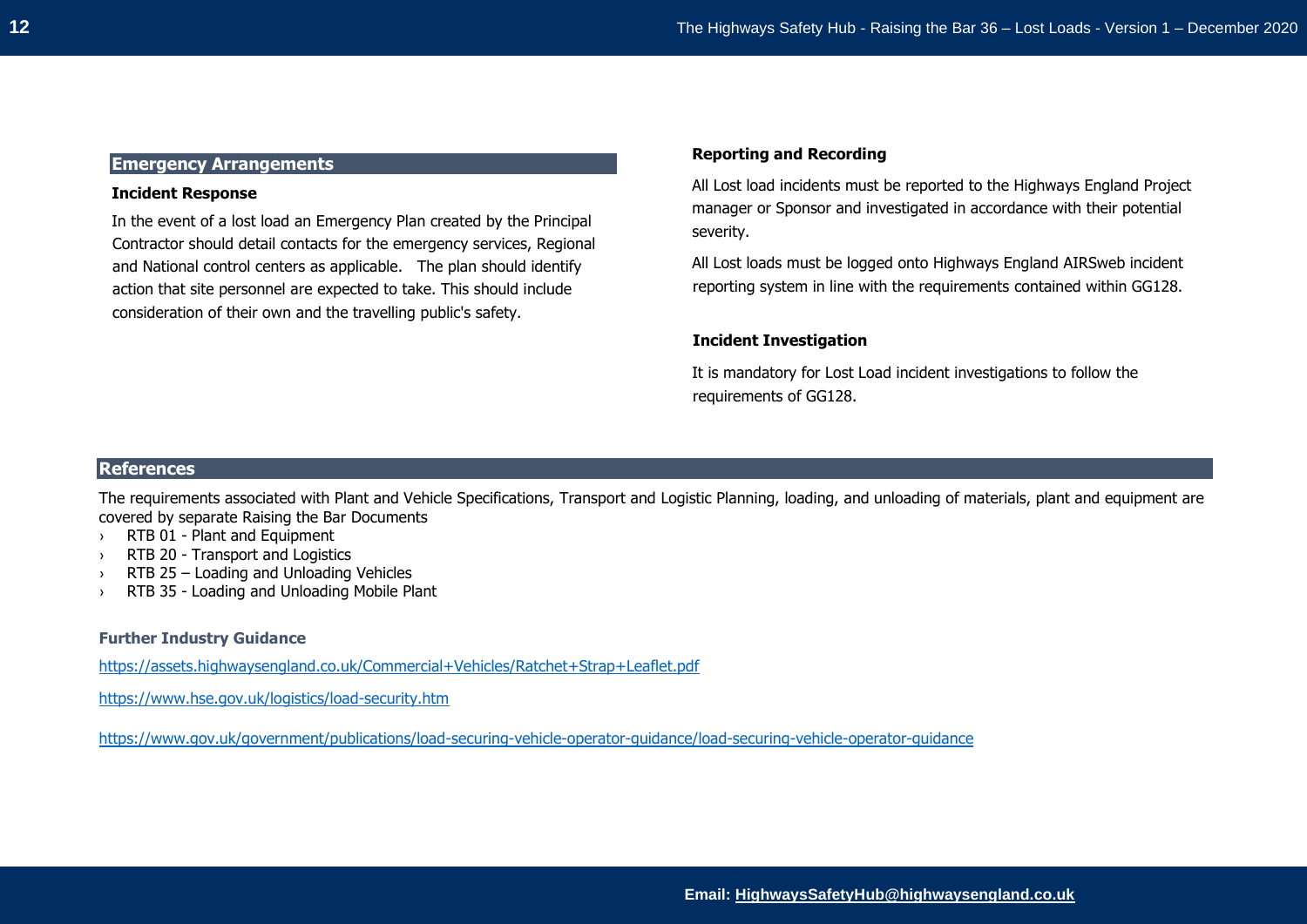## Emergency Arrangements

### Incident Response

In the event of a lost load an Emergency Plan created by the Principal Contractor should detail contacts for the emergency services, Regional and National control centers as applicable. The plan should identify action that site personnel are expected to take. This should include consideration of their own and the travelling public's safety.

### Reporting and Recording

All Lost load incidents must be reported to the Highways England Project manager or Sponsor and investigated in accordance with their potential severity.

All Lost loads must be logged onto Highways England AIRSweb incident reporting system in line with the requirements contained within GG128.

### Incident Investigation

It is mandatory for Lost Load incident investigations to follow the requirements of GG128.

## References

The requirements associated with Plant and Vehicle Specifications, Transport and Logistic Planning, loading, and unloading of materials, plant and equipment are covered by separate Raising the Bar Documents

- RTB 01 - Plant and Equipment
- RTB 20 - Transport and Logistics
- RTB 25 – Loading and Unloading Vehicles
- RTB 35 - Loading and Unloading Mobile Plant

### Further Industry Guidance

https://assets.highwaysengland.co.uk/Commercial+Vehicles/Ratchet+Strap+Leaflet.pdf

https://www.hse.gov.uk/logistics/load-security.htm

https://www.gov.uk/government/publications/load-securing-vehicle-operator-guidance/load-securing-vehicle-operator-guidance